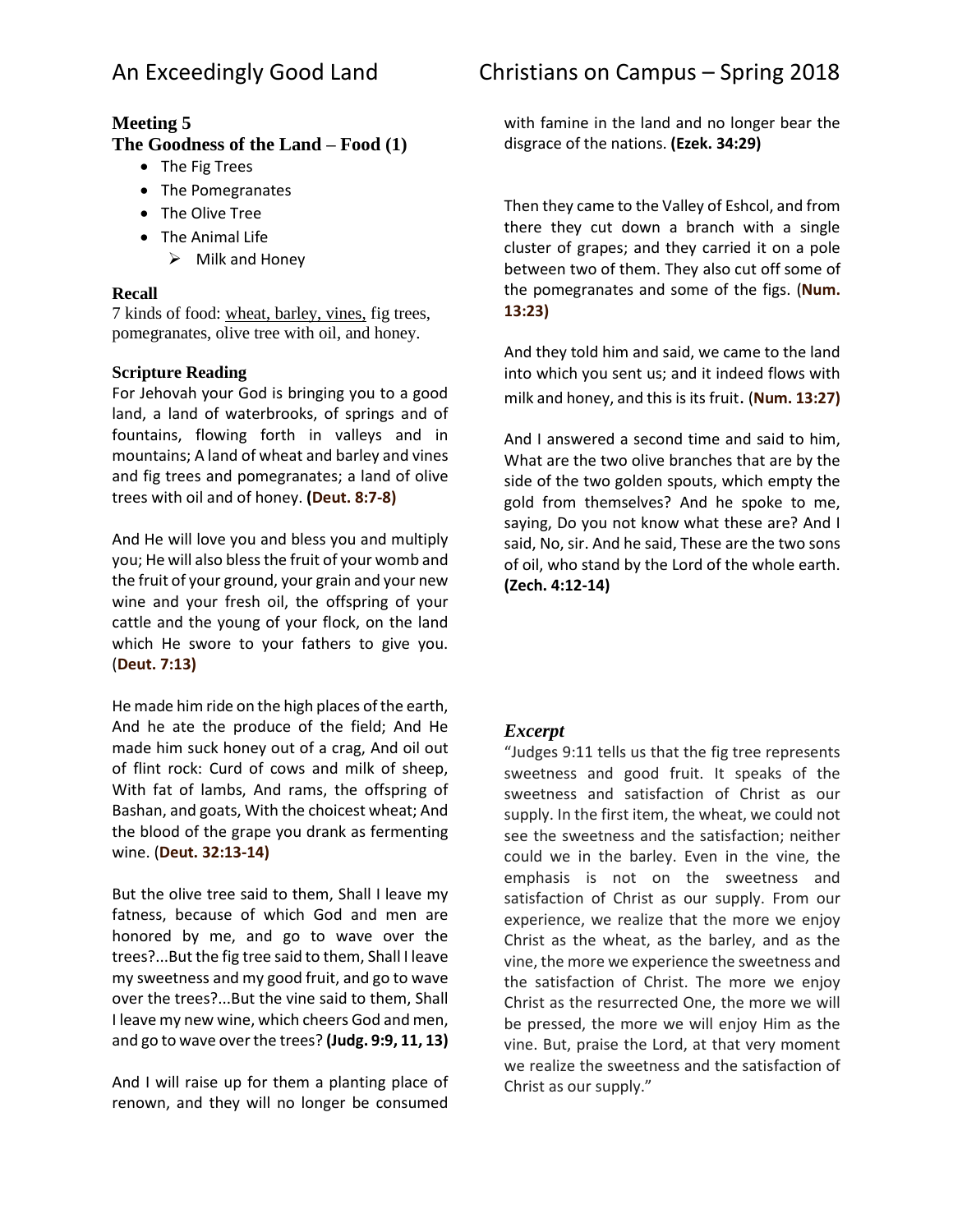## Meeting 5

## The Goodness of the Land – Food (1)

- The Fig Trees
- The Pomegranates
- The Olive Tree
- The Animal Life
  - Milk and Honey

### Recall

7 kinds of food: wheat, barley, vines, fig trees, pomegranates, olive tree with oil, and honey.

### Scripture Reading

For Jehovah your God is bringing you to a good land, a land of waterbrooks, of springs and of fountains, flowing forth in valleys and in mountains; A land of wheat and barley and vines and fig trees and pomegranates; a land of olive trees with oil and of honey. **(Deut. 8:7-8)**

And He will love you and bless you and multiply you; He will also bless the fruit of your womb and the fruit of your ground, your grain and your new wine and your fresh oil, the offspring of your cattle and the young of your flock, on the land which He swore to your fathers to give you. (**Deut. 7:13)**

He made him ride on the high places of the earth, And he ate the produce of the field; And He made him suck honey out of a crag, And oil out of flint rock: Curd of cows and milk of sheep, With fat of lambs, And rams, the offspring of Bashan, and goats, With the choicest wheat; And the blood of the grape you drank as fermenting wine. (**Deut. 32:13-14)**

But the olive tree said to them, Shall I leave my fatness, because of which God and men are honored by me, and go to wave over the trees?...But the fig tree said to them, Shall I leave my sweetness and my good fruit, and go to wave over the trees?...But the vine said to them, Shall I leave my new wine, which cheers God and men, and go to wave over the trees? **(Judg. 9:9, 11, 13)**

And I will raise up for them a planting place of renown, and they will no longer be consumed with famine in the land and no longer bear the disgrace of the nations. **(Ezek. 34:29)**

Then they came to the Valley of Eshcol, and from there they cut down a branch with a single cluster of grapes; and they carried it on a pole between two of them. They also cut off some of the pomegranates and some of the figs. (**Num. 13:23)**

And they told him and said, we came to the land into which you sent us; and it indeed flows with milk and honey, and this is its fruit. (**Num. 13:27)**

And I answered a second time and said to him, What are the two olive branches that are by the side of the two golden spouts, which empty the gold from themselves? And he spoke to me, saying, Do you not know what these are? And I said, No, sir. And he said, These are the two sons of oil, who stand by the Lord of the whole earth. **(Zech. 4:12-14)**

### *Excerpt*

"Judges 9:11 tells us that the fig tree represents sweetness and good fruit. It speaks of the sweetness and satisfaction of Christ as our supply. In the first item, the wheat, we could not see the sweetness and the satisfaction; neither could we in the barley. Even in the vine, the emphasis is not on the sweetness and satisfaction of Christ as our supply. From our experience, we realize that the more we enjoy Christ as the wheat, as the barley, and as the vine, the more we experience the sweetness and the satisfaction of Christ. The more we enjoy Christ as the resurrected One, the more we will be pressed, the more we will enjoy Him as the vine. But, praise the Lord, at that very moment we realize the sweetness and the satisfaction of Christ as our supply."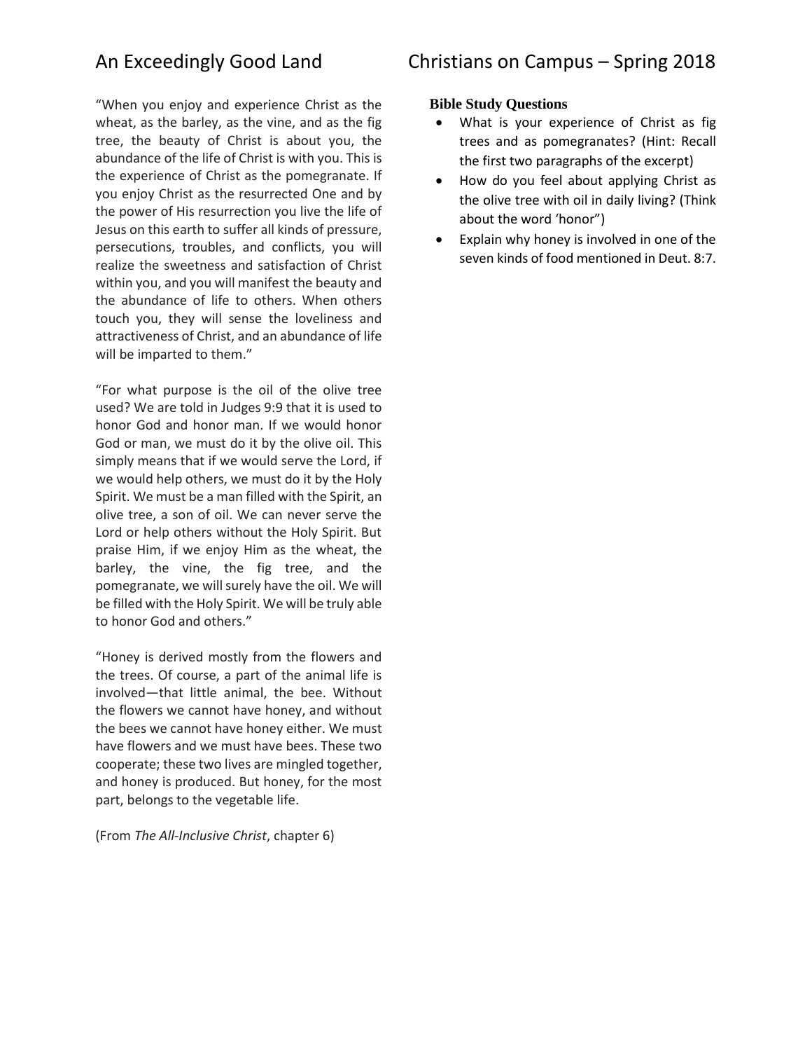"When you enjoy and experience Christ as the wheat, as the barley, as the vine, and as the fig tree, the beauty of Christ is about you, the abundance of the life of Christ is with you. This is the experience of Christ as the pomegranate. If you enjoy Christ as the resurrected One and by the power of His resurrection you live the life of Jesus on this earth to suffer all kinds of pressure, persecutions, troubles, and conflicts, you will realize the sweetness and satisfaction of Christ within you, and you will manifest the beauty and the abundance of life to others. When others touch you, they will sense the loveliness and attractiveness of Christ, and an abundance of life will be imparted to them."

"For what purpose is the oil of the olive tree used? We are told in Judges 9:9 that it is used to honor God and honor man. If we would honor God or man, we must do it by the olive oil. This simply means that if we would serve the Lord, if we would help others, we must do it by the Holy Spirit. We must be a man filled with the Spirit, an olive tree, a son of oil. We can never serve the Lord or help others without the Holy Spirit. But praise Him, if we enjoy Him as the wheat, the barley, the vine, the fig tree, and the pomegranate, we will surely have the oil. We will be filled with the Holy Spirit. We will be truly able to honor God and others."

"Honey is derived mostly from the flowers and the trees. Of course, a part of the animal life is involved—that little animal, the bee. Without the flowers we cannot have honey, and without the bees we cannot have honey either. We must have flowers and we must have bees. These two cooperate; these two lives are mingled together, and honey is produced. But honey, for the most part, belongs to the vegetable life.

(From *The All-Inclusive Christ*, chapter 6)

**Bible Study Questions**

- What is your experience of Christ as fig trees and as pomegranates? (Hint: Recall the first two paragraphs of the excerpt)
- How do you feel about applying Christ as the olive tree with oil in daily living? (Think about the word 'honor")
- Explain why honey is involved in one of the seven kinds of food mentioned in Deut. 8:7.